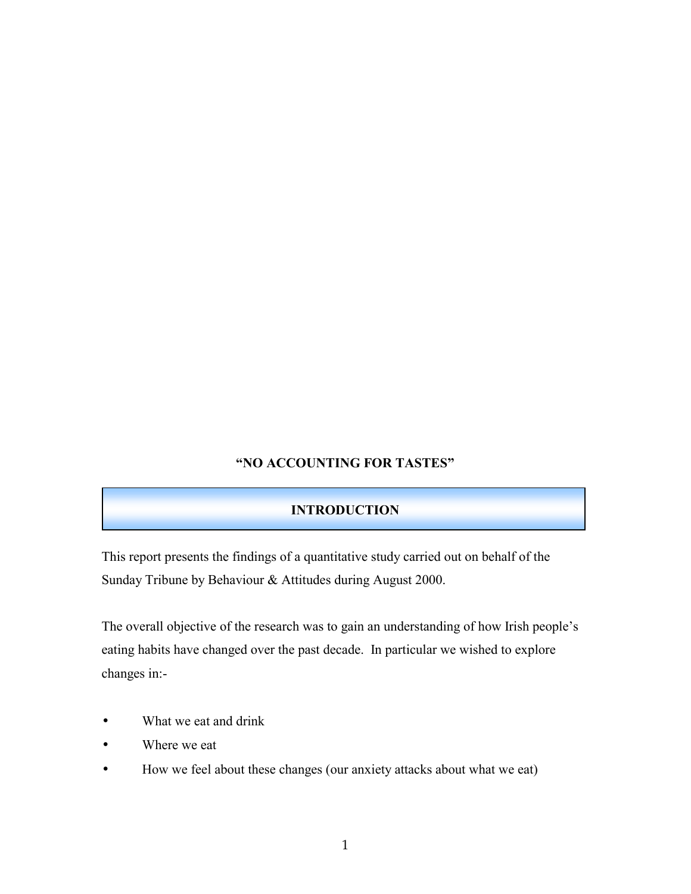**"NO ACCOUNTING FOR TASTES"**

## INTRODUCTION

This report presents the findings of a quantitative study carried out on behalf of the Sunday Tribune by Behaviour & Attitudes during August 2000.

The overall objective of the research was to gain an understanding of how Irish people's eating habits have changed over the past decade. In particular we wished to explore changes in:-

- What we eat and drink
- Where we eat
- How we feel about these changes (our anxiety attacks about what we eat)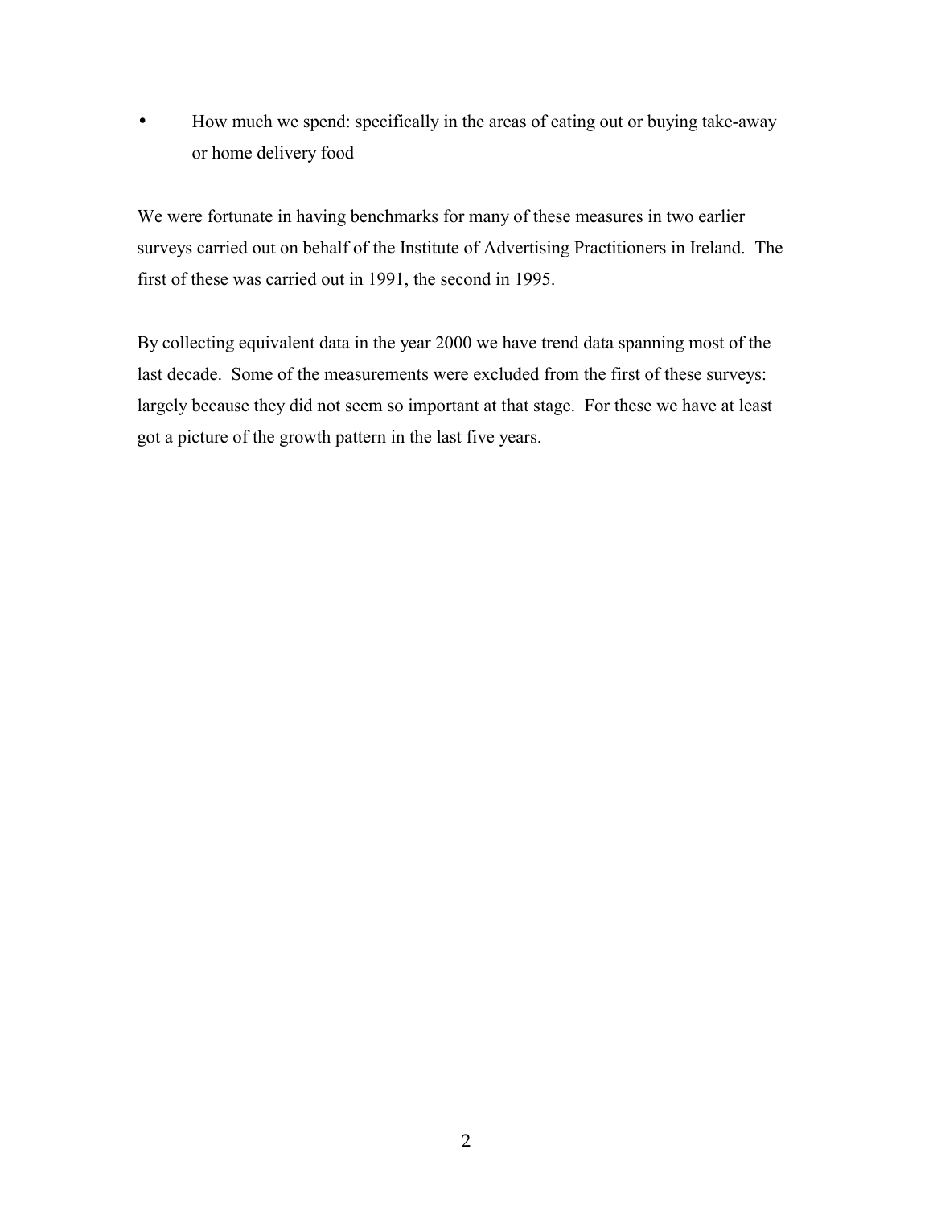- How much we spend: specifically in the areas of eating out or buying take-away or home delivery food

We were fortunate in having benchmarks for many of these measures in two earlier surveys carried out on behalf of the Institute of Advertising Practitioners in Ireland. The first of these was carried out in 1991, the second in 1995.

By collecting equivalent data in the year 2000 we have trend data spanning most of the last decade. Some of the measurements were excluded from the first of these surveys: largely because they did not seem so important at that stage. For these we have at least got a picture of the growth pattern in the last five years.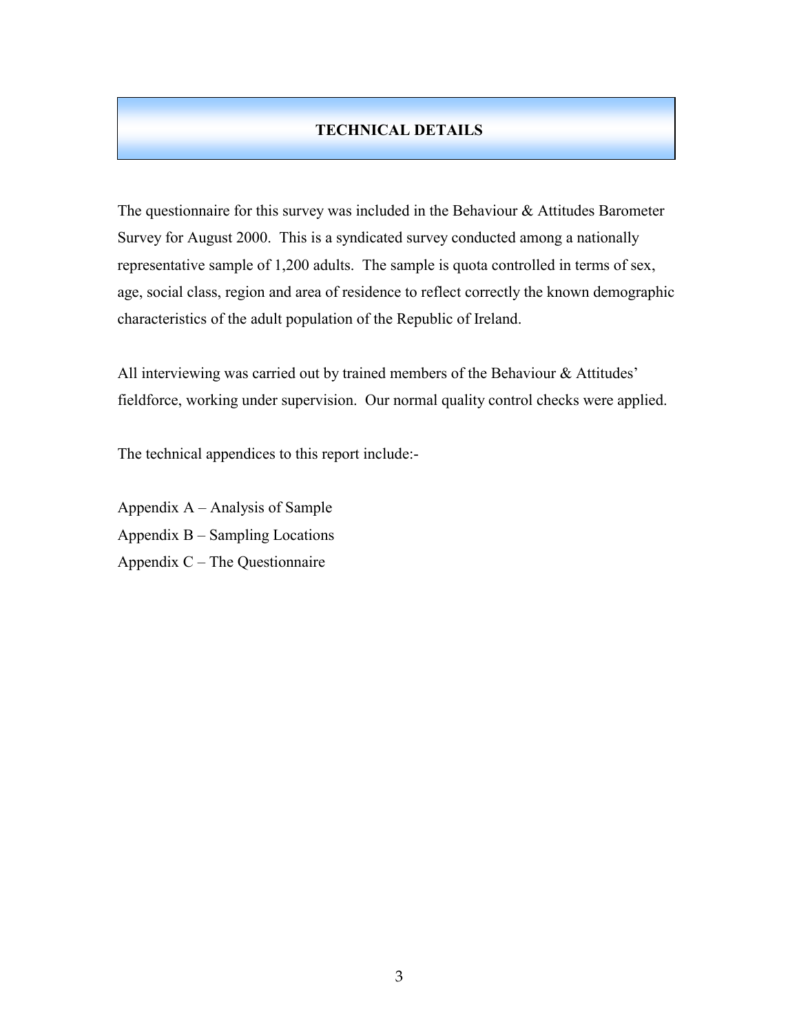# TECHNICAL DETAILS

The questionnaire for this survey was included in the Behaviour & Attitudes Barometer Survey for August 2000. This is a syndicated survey conducted among a nationally representative sample of 1,200 adults. The sample is quota controlled in terms of sex, age, social class, region and area of residence to reflect correctly the known demographic characteristics of the adult population of the Republic of Ireland.

All interviewing was carried out by trained members of the Behaviour & Attitudes' fieldforce, working under supervision. Our normal quality control checks were applied.

The technical appendices to this report include:-

Appendix A – Analysis of Sample
Appendix B – Sampling Locations
Appendix C – The Questionnaire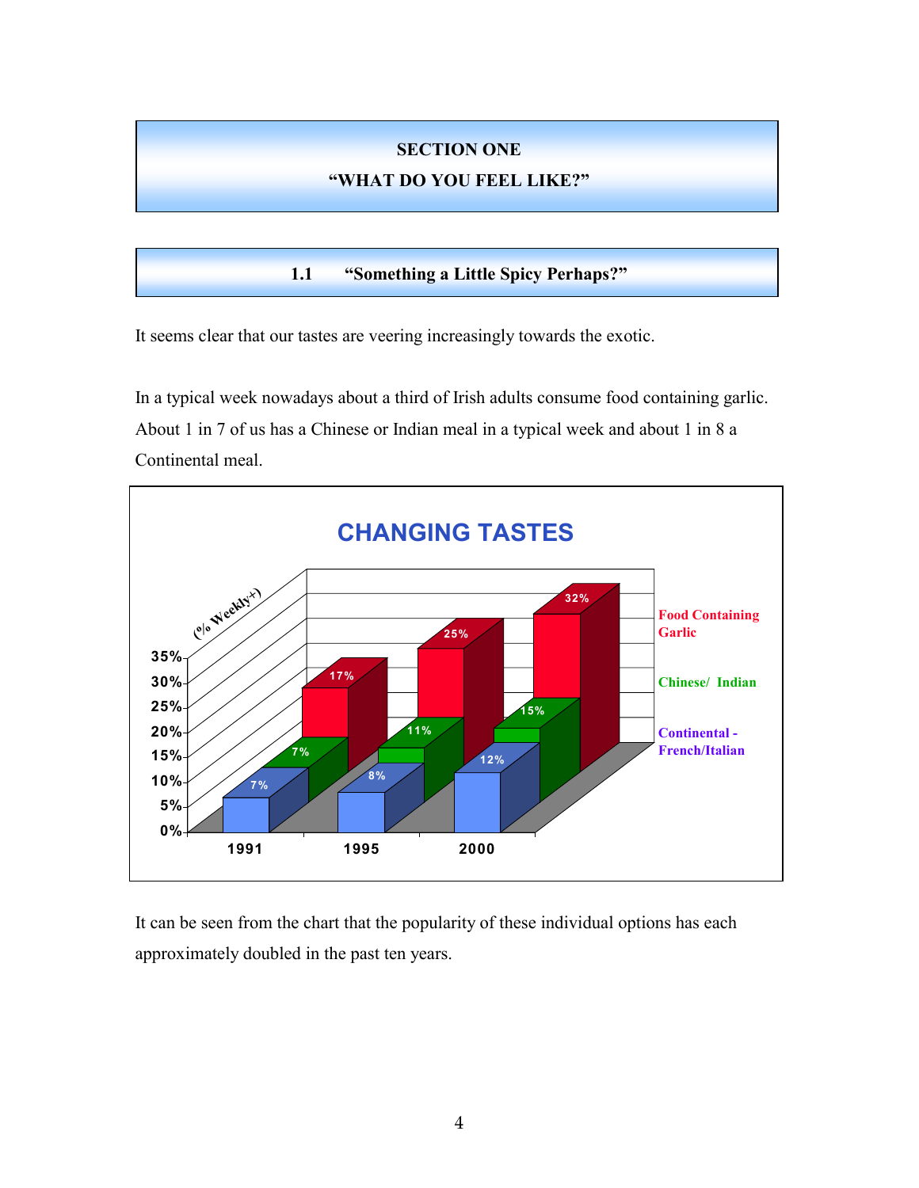## SECTION ONE
## "WHAT DO YOU FEEL LIKE?"

### 1.1 "Something a Little Spicy Perhaps?"

It seems clear that our tastes are veering increasingly towards the exotic.

In a typical week nowadays about a third of Irish adults consume food containing garlic. About 1 in 7 of us has a Chinese or Indian meal in a typical week and about 1 in 8 a Continental meal.

**CHANGING TASTES**

(% Weekly+)

| | 1991 | 1995 | 2000 |
|---|---|---|---|
| Food Containing Garlic | 17% | 25% | 32% |
| Chinese/ Indian | 7% | 11% | 15% |
| Continental - French/Italian | 7% | 8% | 12% |

It can be seen from the chart that the popularity of these individual options has each approximately doubled in the past ten years.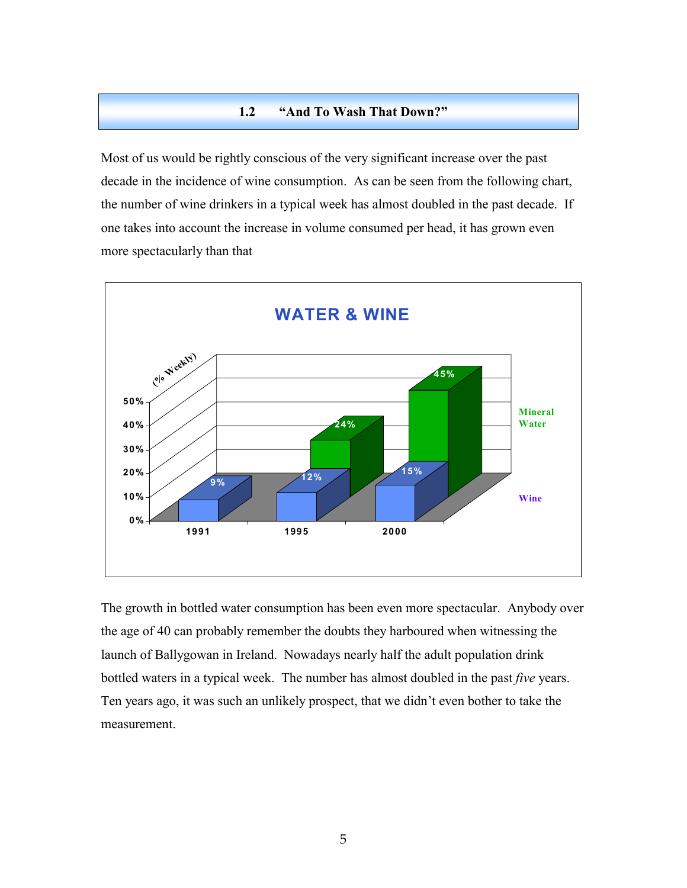## 1.2 "And To Wash That Down?"

Most of us would be rightly conscious of the very significant increase over the past decade in the incidence of wine consumption. As can be seen from the following chart, the number of wine drinkers in a typical week has almost doubled in the past decade. If one takes into account the increase in volume consumed per head, it has grown even more spectacularly than that

**WATER & WINE**

(% Weekly)

| | 1991 | 1995 | 2000 |
|---|---|---|---|
| Wine | 9% | 12% | 15% |
| Mineral Water | | 24% | 45% |

The growth in bottled water consumption has been even more spectacular. Anybody over the age of 40 can probably remember the doubts they harboured when witnessing the launch of Ballygowan in Ireland. Nowadays nearly half the adult population drink bottled waters in a typical week. The number has almost doubled in the past *five* years. Ten years ago, it was such an unlikely prospect, that we didn't even bother to take the measurement.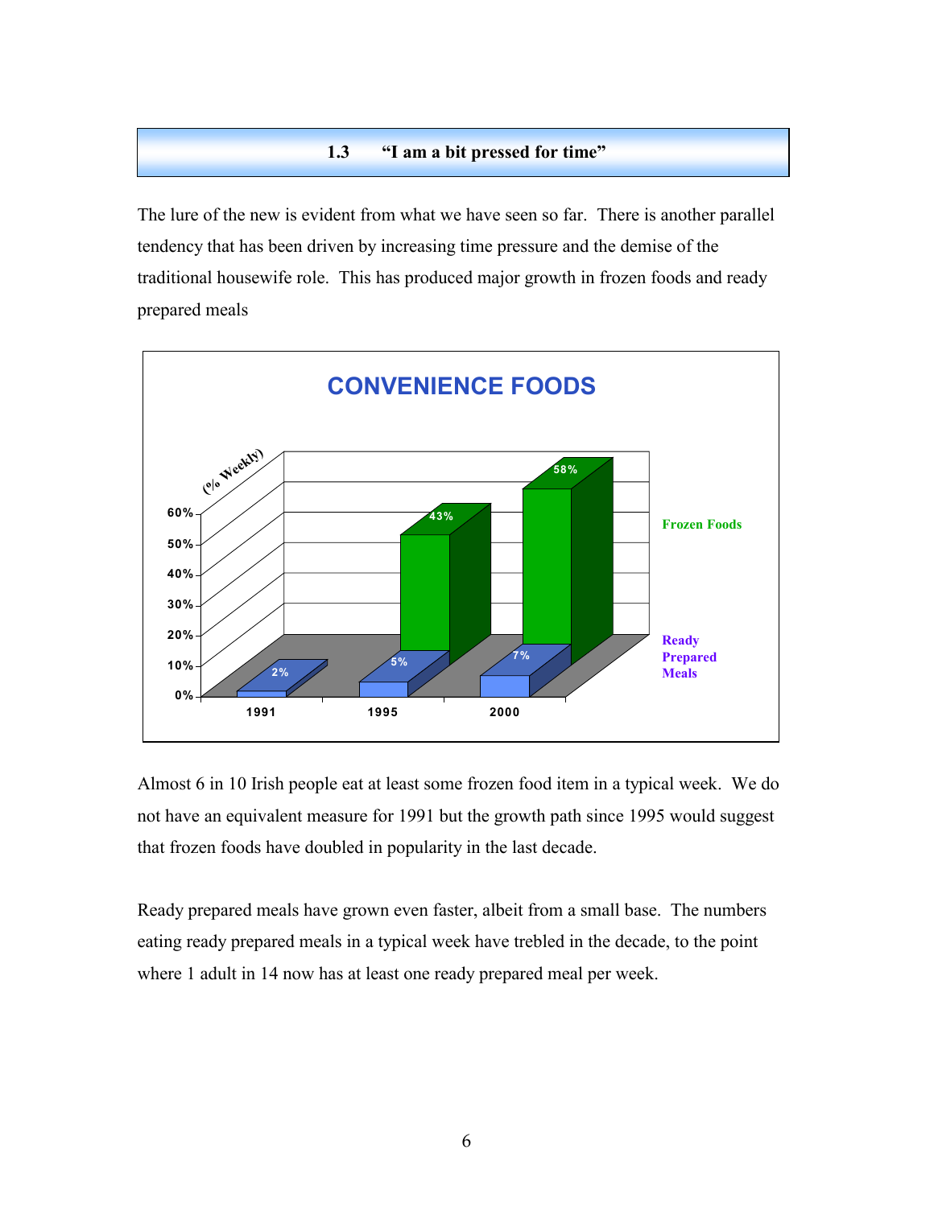## 1.3 "I am a bit pressed for time"

The lure of the new is evident from what we have seen so far. There is another parallel tendency that has been driven by increasing time pressure and the demise of the traditional housewife role. This has produced major growth in frozen foods and ready prepared meals

**CONVENIENCE FOODS**

(% Weekly)

| | 1991 | 1995 | 2000 |
|---|---|---|---|
| Frozen Foods | | 43% | 58% |
| Ready Prepared Meals | 2% | 5% | 7% |

Almost 6 in 10 Irish people eat at least some frozen food item in a typical week. We do not have an equivalent measure for 1991 but the growth path since 1995 would suggest that frozen foods have doubled in popularity in the last decade.

Ready prepared meals have grown even faster, albeit from a small base. The numbers eating ready prepared meals in a typical week have trebled in the decade, to the point where 1 adult in 14 now has at least one ready prepared meal per week.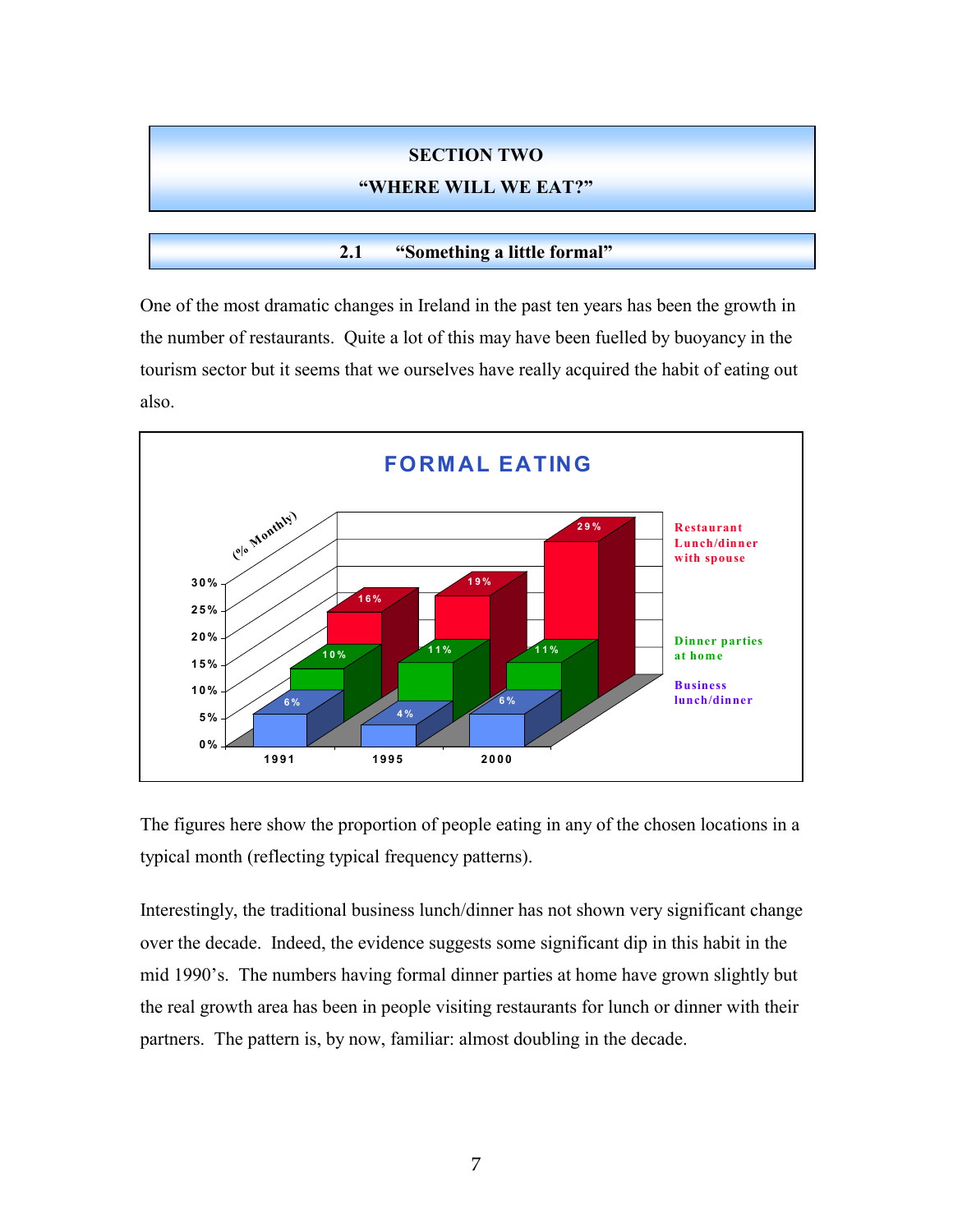# SECTION TWO
# "WHERE WILL WE EAT?"

## 2.1 "Something a little formal"

One of the most dramatic changes in Ireland in the past ten years has been the growth in the number of restaurants. Quite a lot of this may have been fuelled by buoyancy in the tourism sector but it seems that we ourselves have really acquired the habit of eating out also.

**FORMAL EATING**

(% Monthly)

| | 1991 | 1995 | 2000 |
|---|---|---|---|
| Restaurant Lunch/dinner with spouse | 16% | 19% | 29% |
| Dinner parties at home | 10% | 11% | 11% |
| Business lunch/dinner | 6% | 4% | 6% |

The figures here show the proportion of people eating in any of the chosen locations in a typical month (reflecting typical frequency patterns).

Interestingly, the traditional business lunch/dinner has not shown very significant change over the decade. Indeed, the evidence suggests some significant dip in this habit in the mid 1990's. The numbers having formal dinner parties at home have grown slightly but the real growth area has been in people visiting restaurants for lunch or dinner with their partners. The pattern is, by now, familiar: almost doubling in the decade.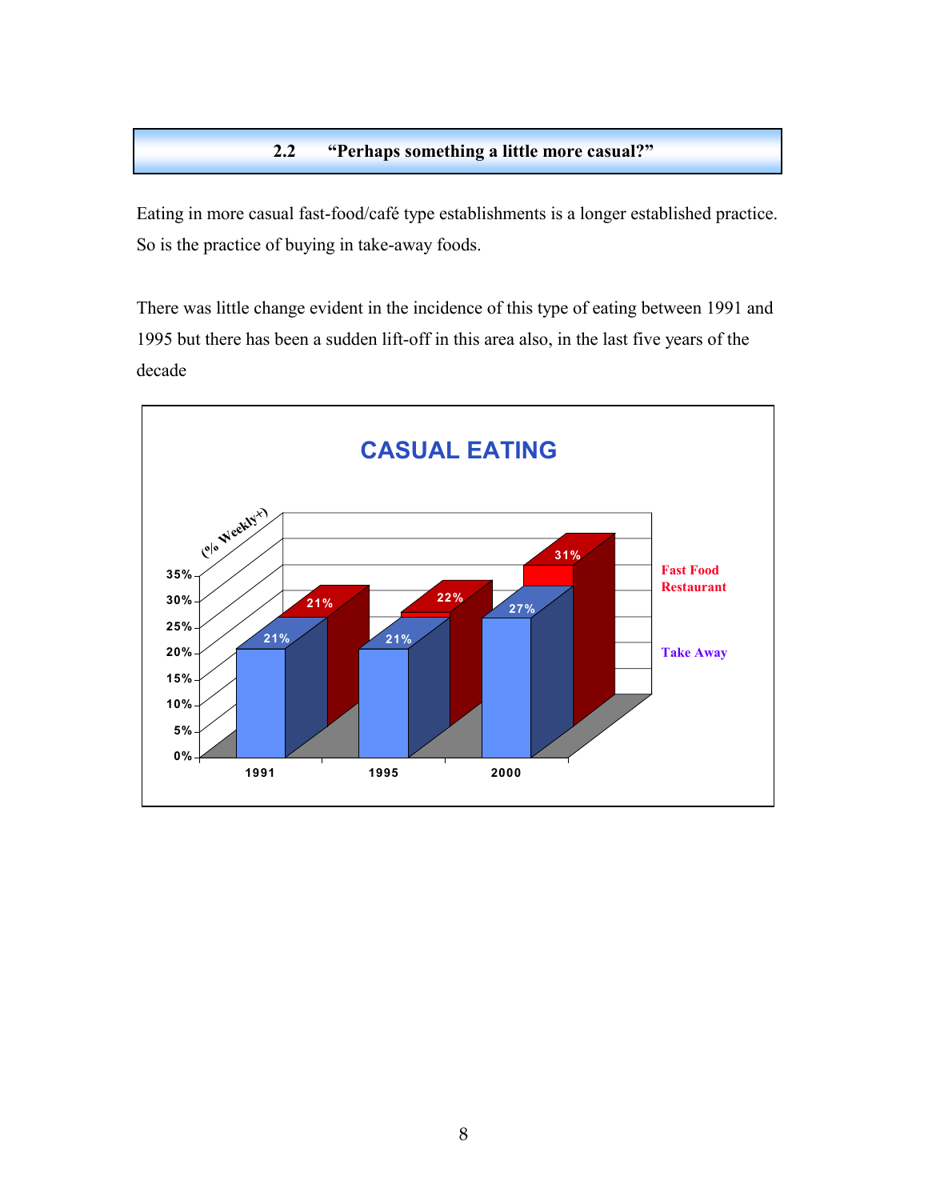## 2.2 "Perhaps something a little more casual?"

Eating in more casual fast-food/café type establishments is a longer established practice. So is the practice of buying in take-away foods.

There was little change evident in the incidence of this type of eating between 1991 and 1995 but there has been a sudden lift-off in this area also, in the last five years of the decade

**CASUAL EATING**

(% Weekly+)

| | 1991 | 1995 | 2000 |
|---|---|---|---|
| Fast Food Restaurant | 21% | 22% | 31% |
| Take Away | 21% | 21% | 27% |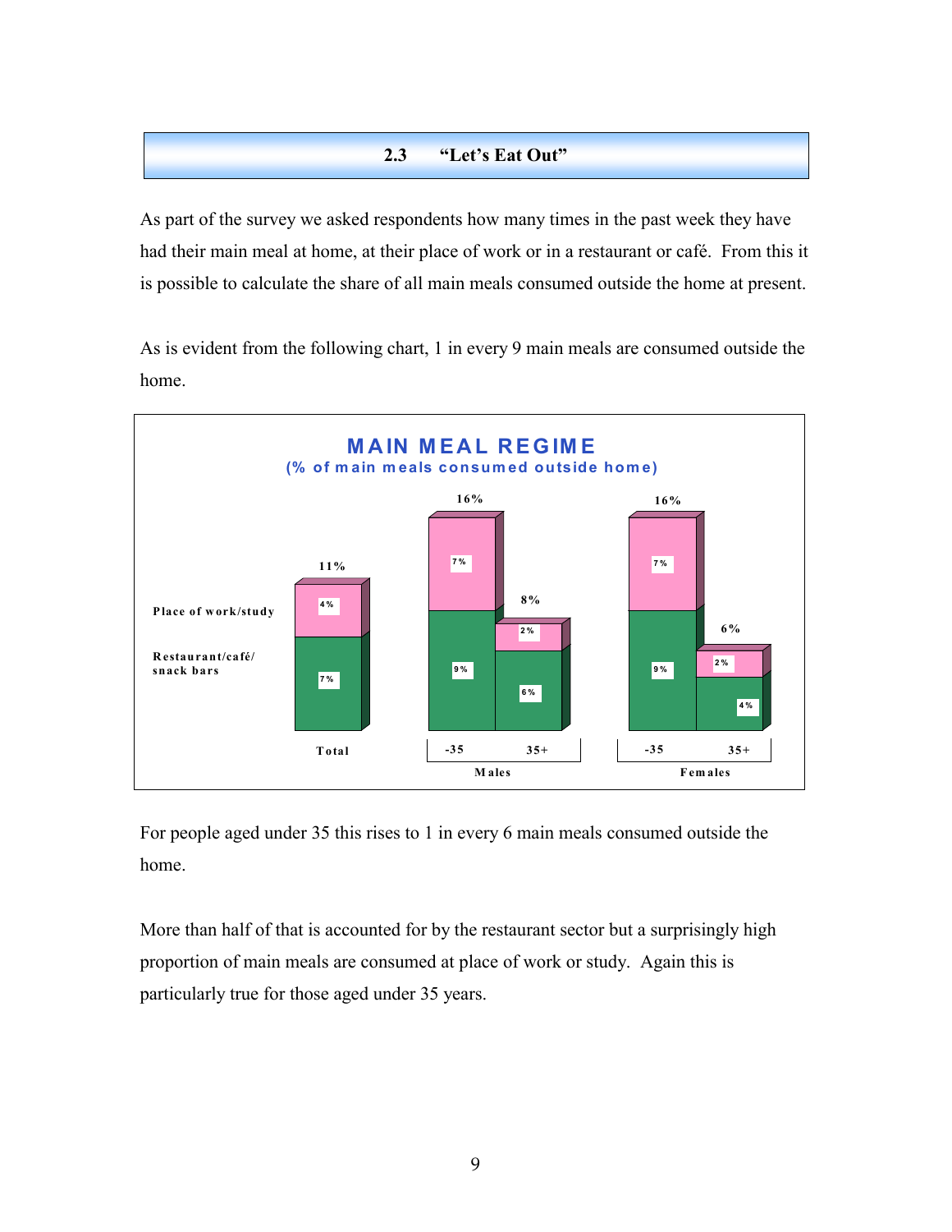## 2.3 "Let's Eat Out"

As part of the survey we asked respondents how many times in the past week they have had their main meal at home, at their place of work or in a restaurant or café. From this it is possible to calculate the share of all main meals consumed outside the home at present.

As is evident from the following chart, 1 in every 9 main meals are consumed outside the home.

**MAIN MEAL REGIME**
**(% of main meals consumed outside home)**

| | Total | Males -35 | Males 35+ | Females -35 | Females 35+ |
|---|---|---|---|---|---|
| Place of work/study | 4% | 7% | 2% | 7% | 2% |
| Restaurant/café/ snack bars | 7% | 9% | 6% | 9% | 4% |
| Total | 11% | 16% | 8% | 16% | 6% |

For people aged under 35 this rises to 1 in every 6 main meals consumed outside the home.

More than half of that is accounted for by the restaurant sector but a surprisingly high proportion of main meals are consumed at place of work or study. Again this is particularly true for those aged under 35 years.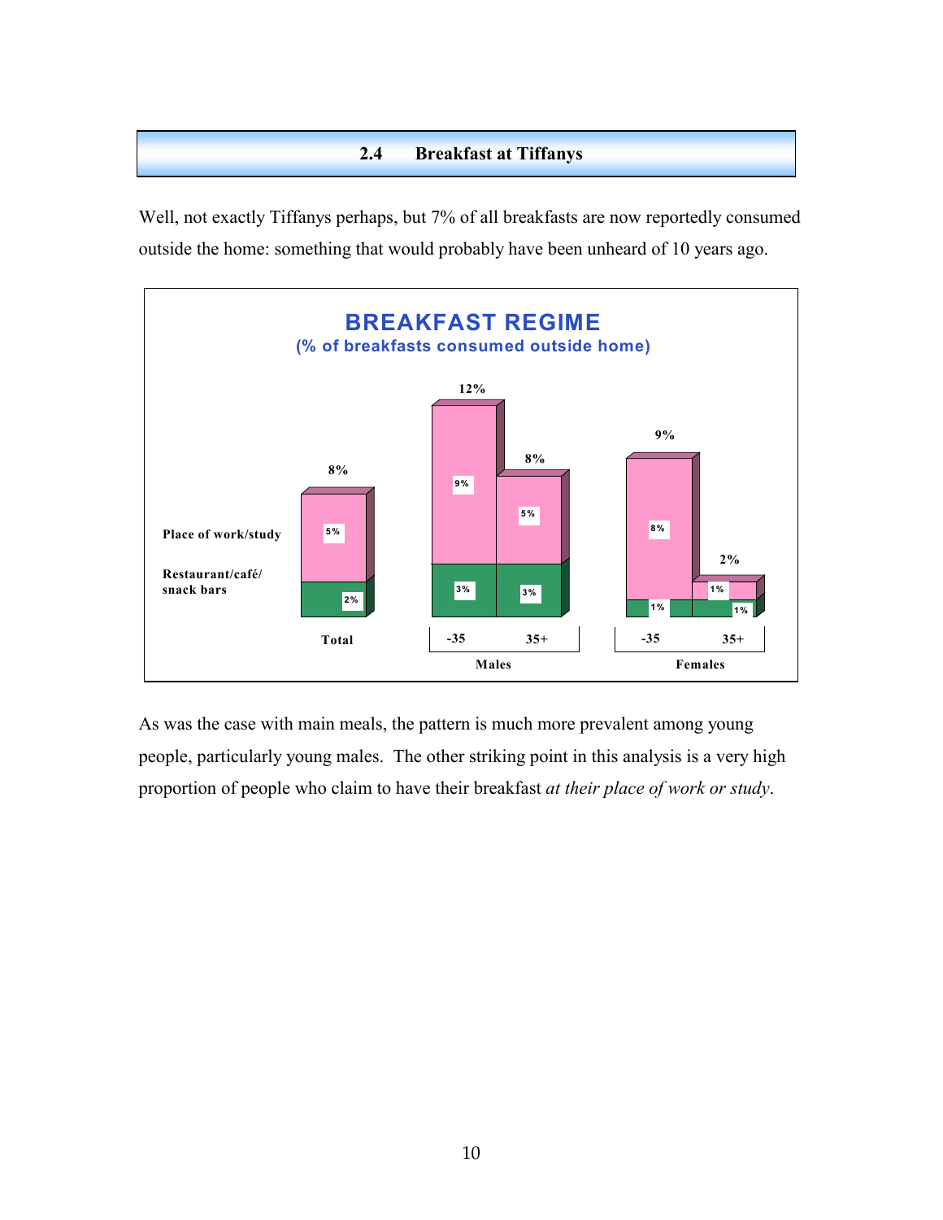## 2.4 Breakfast at Tiffanys

Well, not exactly Tiffanys perhaps, but 7% of all breakfasts are now reportedly consumed outside the home: something that would probably have been unheard of 10 years ago.

**BREAKFAST REGIME**
**(% of breakfasts consumed outside home)**

| | Total | Males -35 | Males 35+ | Females -35 | Females 35+ |
|---|---|---|---|---|---|
| Place of work/study | 5% | 9% | 5% | 8% | 1% |
| Restaurant/café/ snack bars | 2% | 3% | 3% | 1% | 1% |
| **Total** | 8% | 12% | 8% | 9% | 2% |

As was the case with main meals, the pattern is much more prevalent among young people, particularly young males. The other striking point in this analysis is a very high proportion of people who claim to have their breakfast *at their place of work or study*.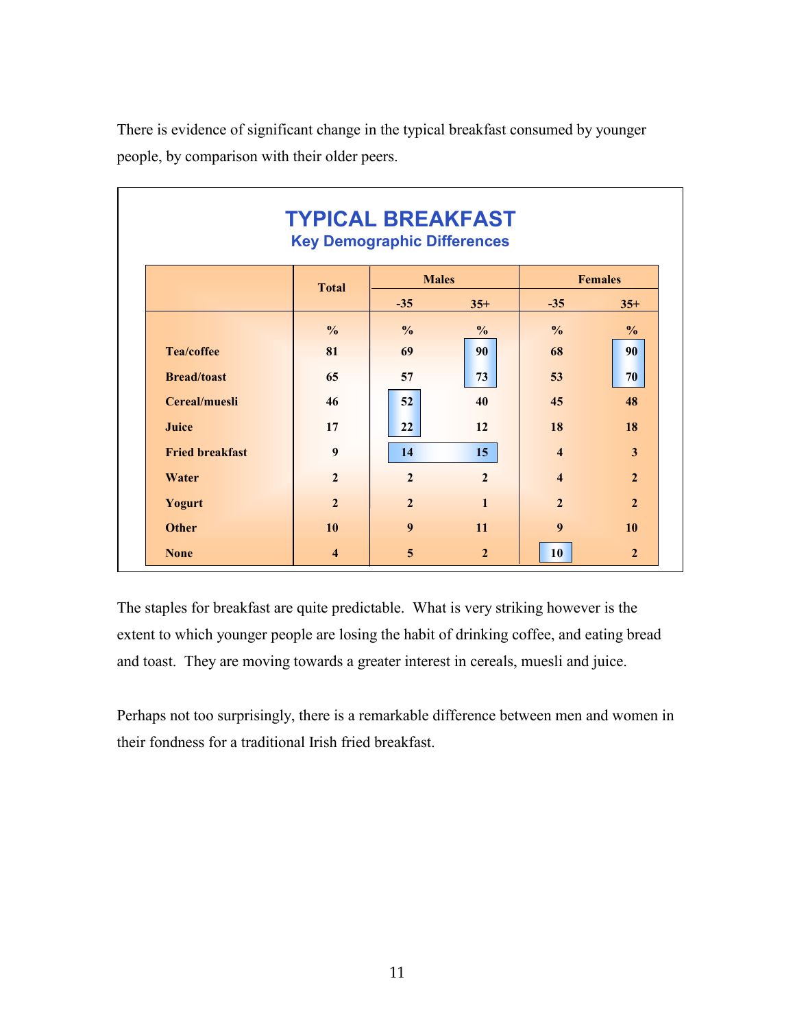There is evidence of significant change in the typical breakfast consumed by younger people, by comparison with their older peers.

**TYPICAL BREAKFAST**
**Key Demographic Differences**

| | Total | Males | | Females | |
|---|---|---|---|---|---|
| | | -35 | 35+ | -35 | 35+ |
| | % | % | % | % | % |
| Tea/coffee | 81 | 69 | 90 | 68 | 90 |
| Bread/toast | 65 | 57 | 73 | 53 | 70 |
| Cereal/muesli | 46 | 52 | 40 | 45 | 48 |
| Juice | 17 | 22 | 12 | 18 | 18 |
| Fried breakfast | 9 | 14 | 15 | 4 | 3 |
| Water | 2 | 2 | 2 | 4 | 2 |
| Yogurt | 2 | 2 | 1 | 2 | 2 |
| Other | 10 | 9 | 11 | 9 | 10 |
| None | 4 | 5 | 2 | 10 | 2 |

The staples for breakfast are quite predictable. What is very striking however is the extent to which younger people are losing the habit of drinking coffee, and eating bread and toast. They are moving towards a greater interest in cereals, muesli and juice.

Perhaps not too surprisingly, there is a remarkable difference between men and women in their fondness for a traditional Irish fried breakfast.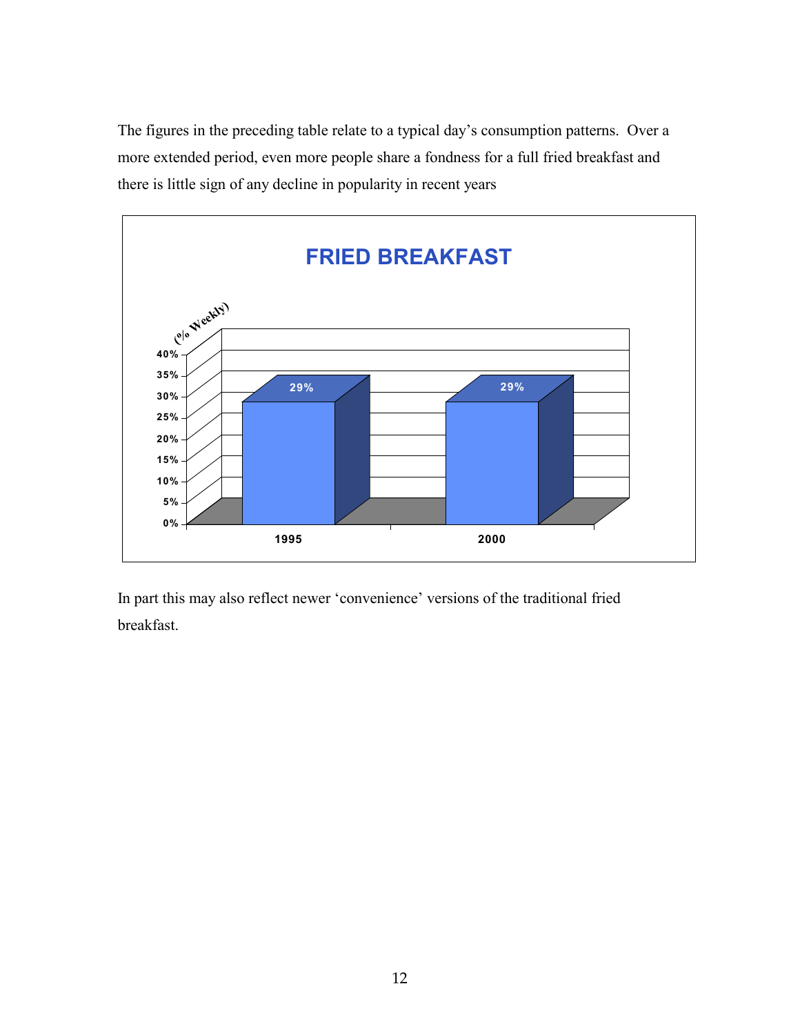The figures in the preceding table relate to a typical day's consumption patterns. Over a more extended period, even more people share a fondness for a full fried breakfast and there is little sign of any decline in popularity in recent years

**FRIED BREAKFAST**

(% Weekly)

| Year | % Weekly |
|---|---|
| 1995 | 29% |
| 2000 | 29% |

In part this may also reflect newer 'convenience' versions of the traditional fried breakfast.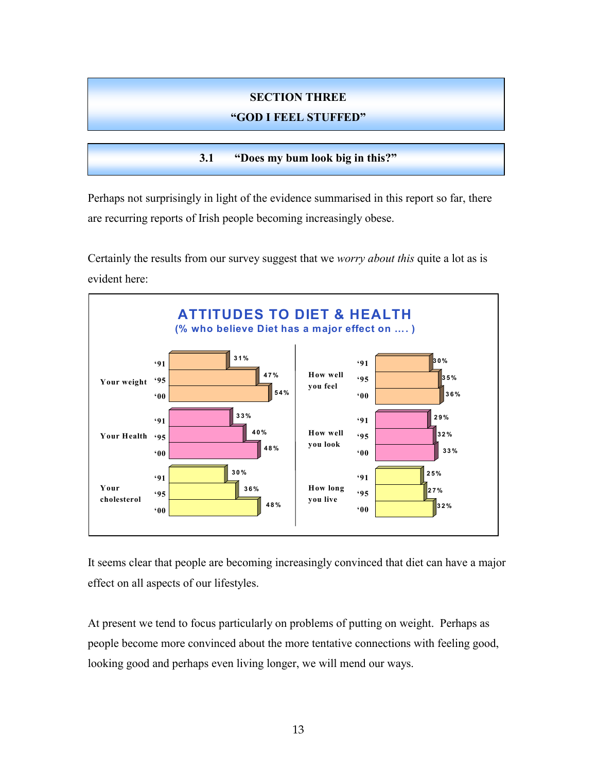# SECTION THREE
# "GOD I FEEL STUFFED"

## 3.1 "Does my bum look big in this?"

Perhaps not surprisingly in light of the evidence summarised in this report so far, there are recurring reports of Irish people becoming increasingly obese.

Certainly the results from our survey suggest that we *worry about this* quite a lot as is evident here:

**ATTITUDES TO DIET & HEALTH**
**(% who believe Diet has a major effect on .... )**

| | '91 | '95 | '00 |
|---|---|---|---|
| Your weight | 31% | 47% | 54% |
| Your Health | 33% | 40% | 48% |
| Your cholesterol | 30% | 36% | 48% |
| How well you feel | 30% | 35% | 36% |
| How well you look | 29% | 32% | 33% |
| How long you live | 25% | 27% | 32% |

It seems clear that people are becoming increasingly convinced that diet can have a major effect on all aspects of our lifestyles.

At present we tend to focus particularly on problems of putting on weight. Perhaps as people become more convinced about the more tentative connections with feeling good, looking good and perhaps even living longer, we will mend our ways.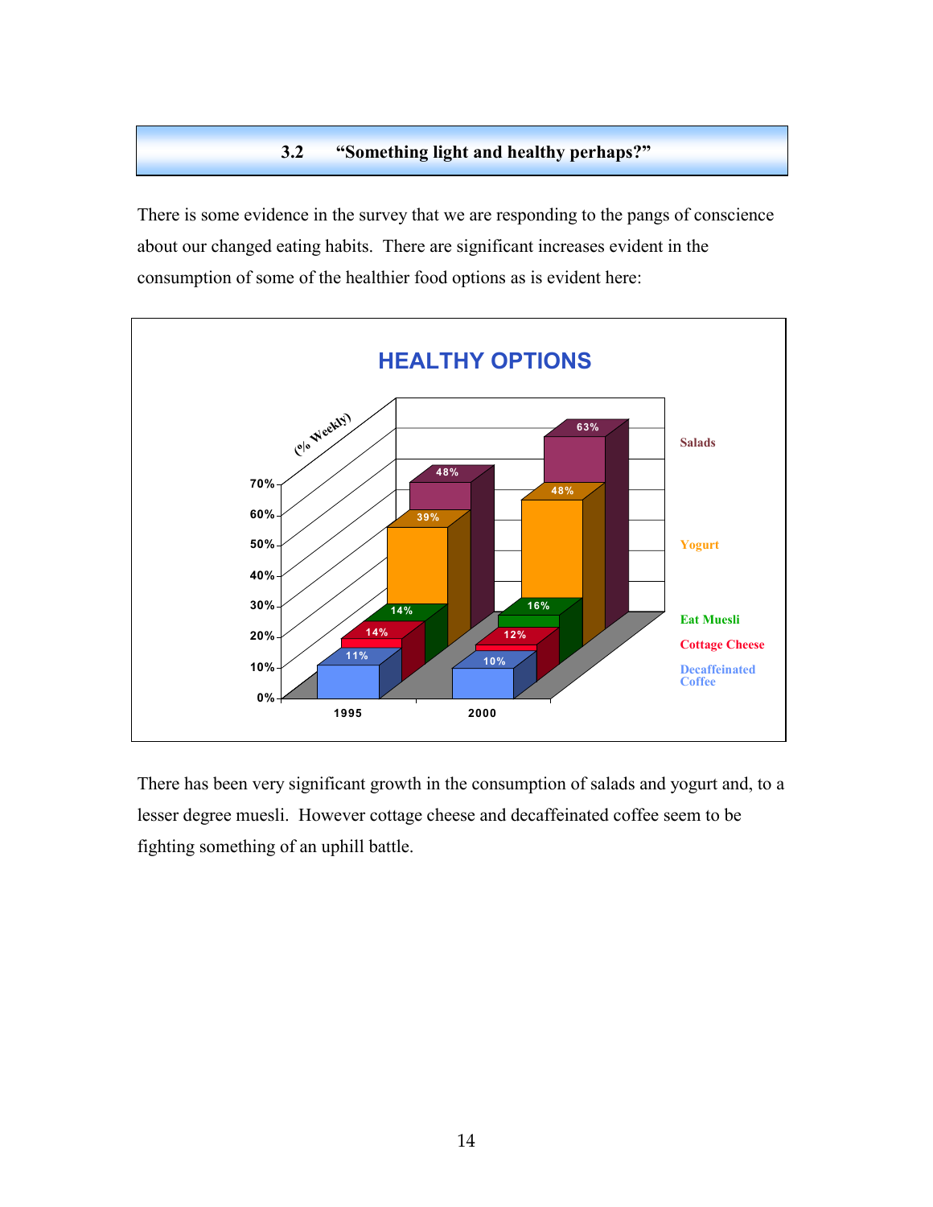## 3.2 "Something light and healthy perhaps?"

There is some evidence in the survey that we are responding to the pangs of conscience about our changed eating habits. There are significant increases evident in the consumption of some of the healthier food options as is evident here:

**HEALTHY OPTIONS**

| (% Weekly) | 1995 | 2000 |
|---|---|---|
| Salads | 48% | 63% |
| Yogurt | 39% | 48% |
| Eat Muesli | 14% | 16% |
| Cottage Cheese | 14% | 12% |
| Decaffeinated Coffee | 11% | 10% |

There has been very significant growth in the consumption of salads and yogurt and, to a lesser degree muesli. However cottage cheese and decaffeinated coffee seem to be fighting something of an uphill battle.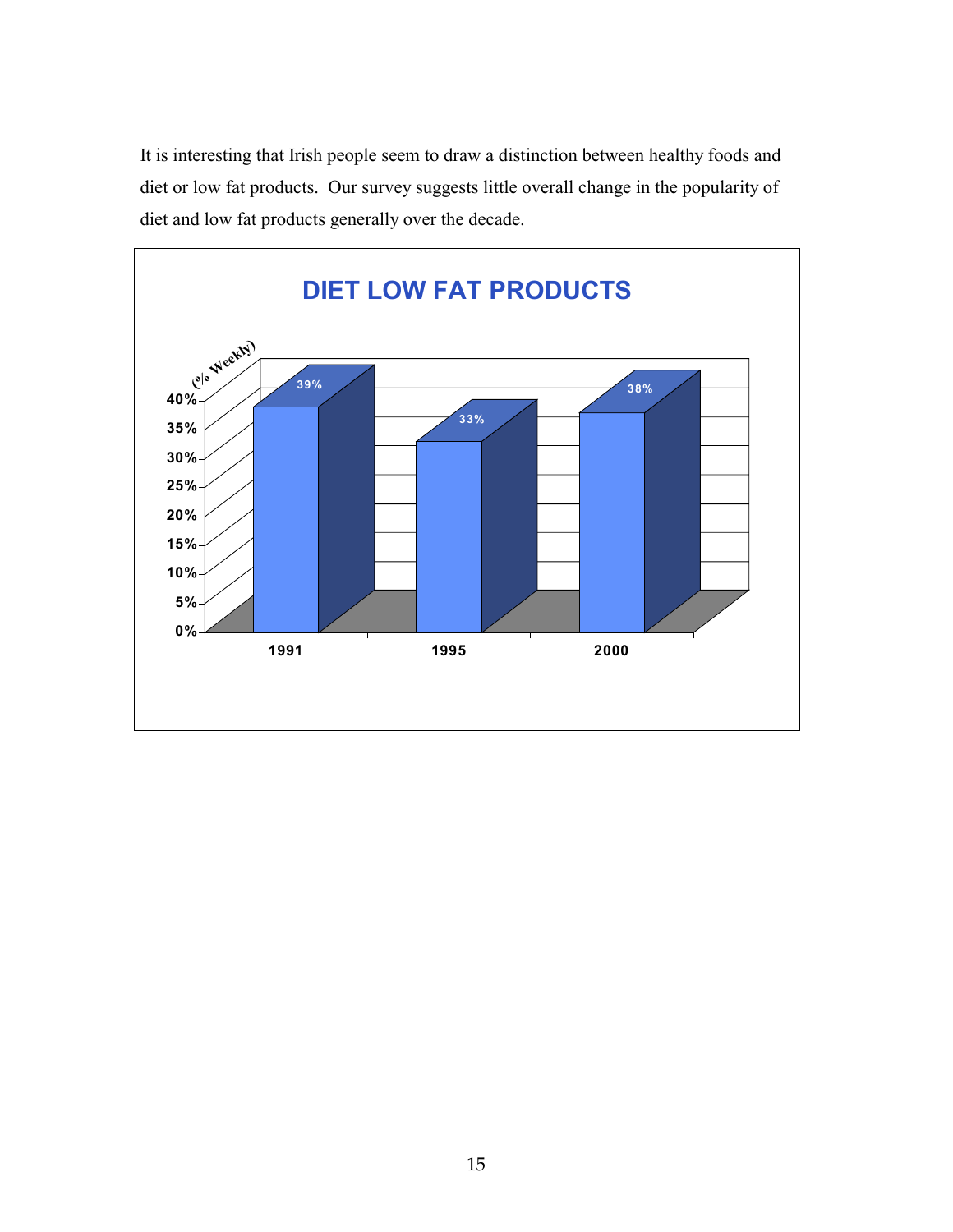It is interesting that Irish people seem to draw a distinction between healthy foods and diet or low fat products. Our survey suggests little overall change in the popularity of diet and low fat products generally over the decade.

**DIET LOW FAT PRODUCTS**

| Year | % Weekly |
|---|---|
| 1991 | 39% |
| 1995 | 33% |
| 2000 | 38% |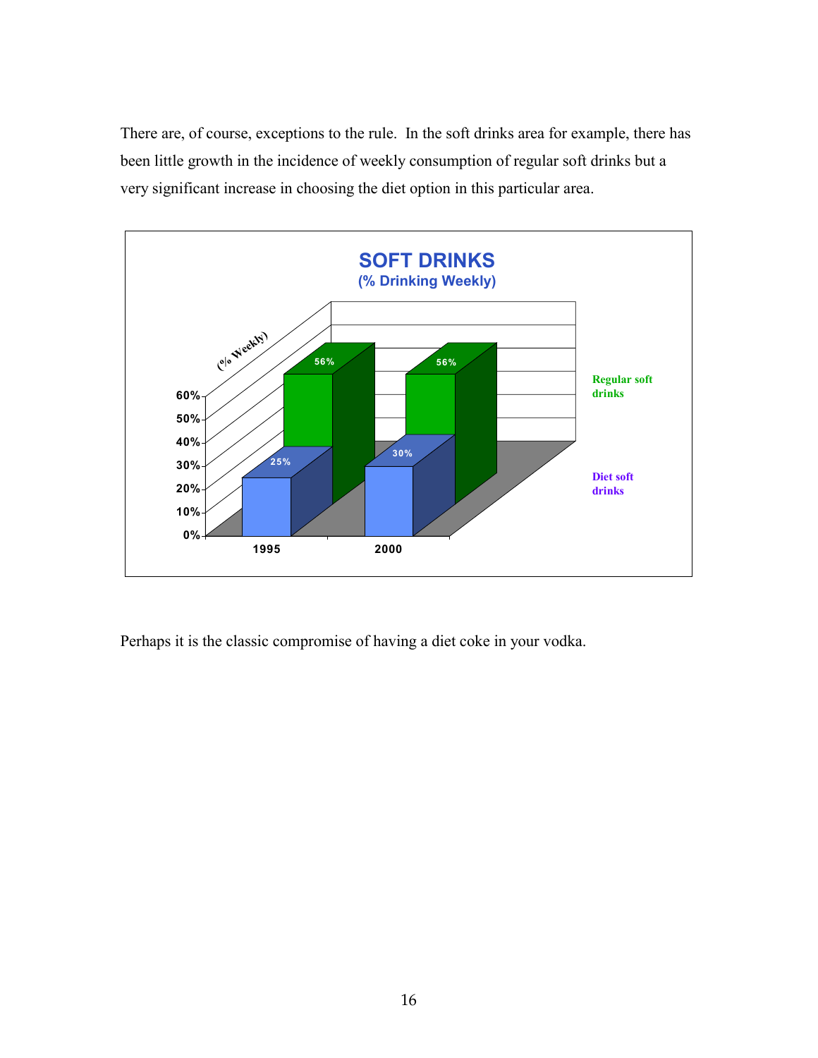There are, of course, exceptions to the rule. In the soft drinks area for example, there has been little growth in the incidence of weekly consumption of regular soft drinks but a very significant increase in choosing the diet option in this particular area.

**SOFT DRINKS**
**(% Drinking Weekly)**

| | 1995 | 2000 |
|---|---|---|
| Regular soft drinks | 56% | 56% |
| Diet soft drinks | 25% | 30% |

Perhaps it is the classic compromise of having a diet coke in your vodka.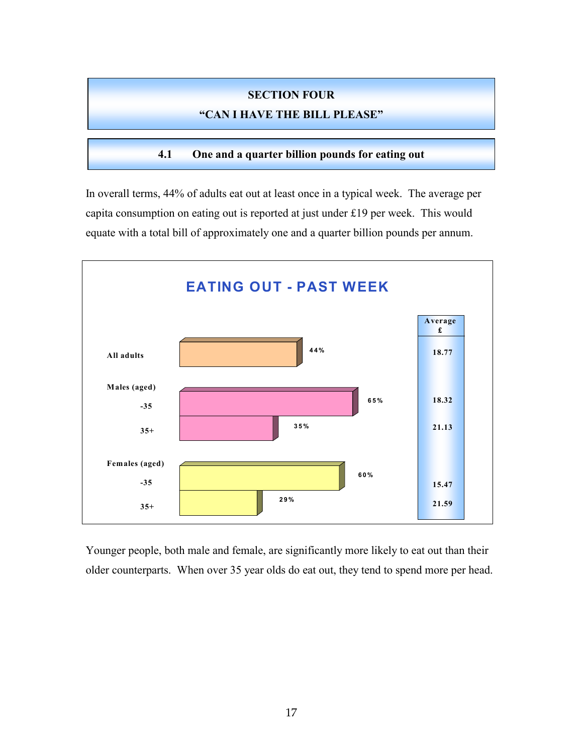# SECTION FOUR

# "CAN I HAVE THE BILL PLEASE"

## 4.1 One and a quarter billion pounds for eating out

In overall terms, 44% of adults eat out at least once in a typical week. The average per capita consumption on eating out is reported at just under £19 per week. This would equate with a total bill of approximately one and a quarter billion pounds per annum.

**EATING OUT - PAST WEEK**

| | % | Average £ |
|---|---|---|
| All adults | 44% | 18.77 |
| Males (aged) -35 | 65% | 18.32 |
| Males (aged) 35+ | 35% | 21.13 |
| Females (aged) -35 | 60% | 15.47 |
| Females (aged) 35+ | 29% | 21.59 |

Younger people, both male and female, are significantly more likely to eat out than their older counterparts. When over 35 year olds do eat out, they tend to spend more per head.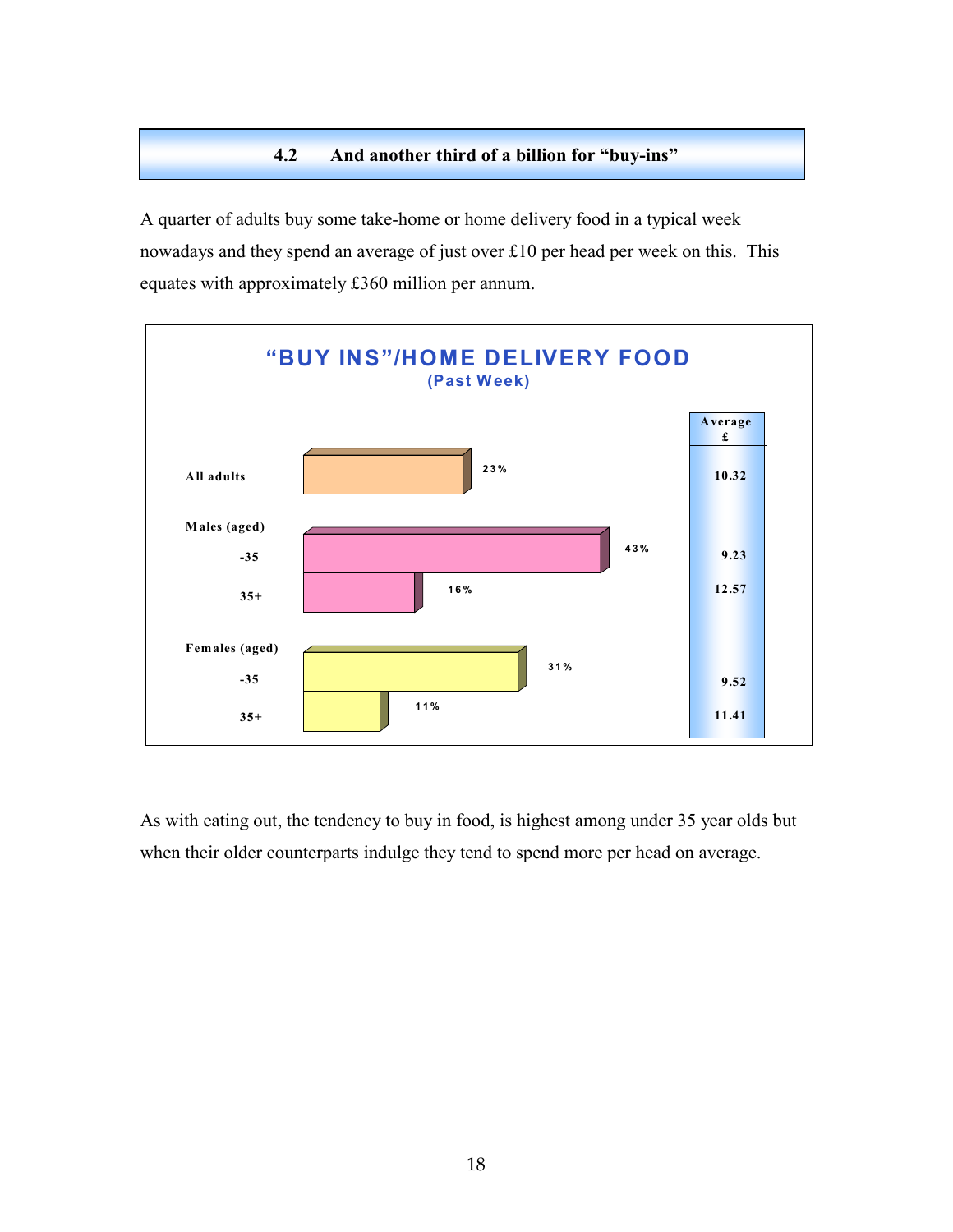## 4.2 And another third of a billion for "buy-ins"

A quarter of adults buy some take-home or home delivery food in a typical week nowadays and they spend an average of just over £10 per head per week on this. This equates with approximately £360 million per annum.

"BUY INS"/HOME DELIVERY FOOD

(Past Week)

Average £

All adults
23%
10.32

Males (aged)

-35
43%
9.23

35+
16%
12.57

Females (aged)

-35
31%
9.52

35+
11%
11.41

As with eating out, the tendency to buy in food, is highest among under 35 year olds but when their older counterparts indulge they tend to spend more per head on average.